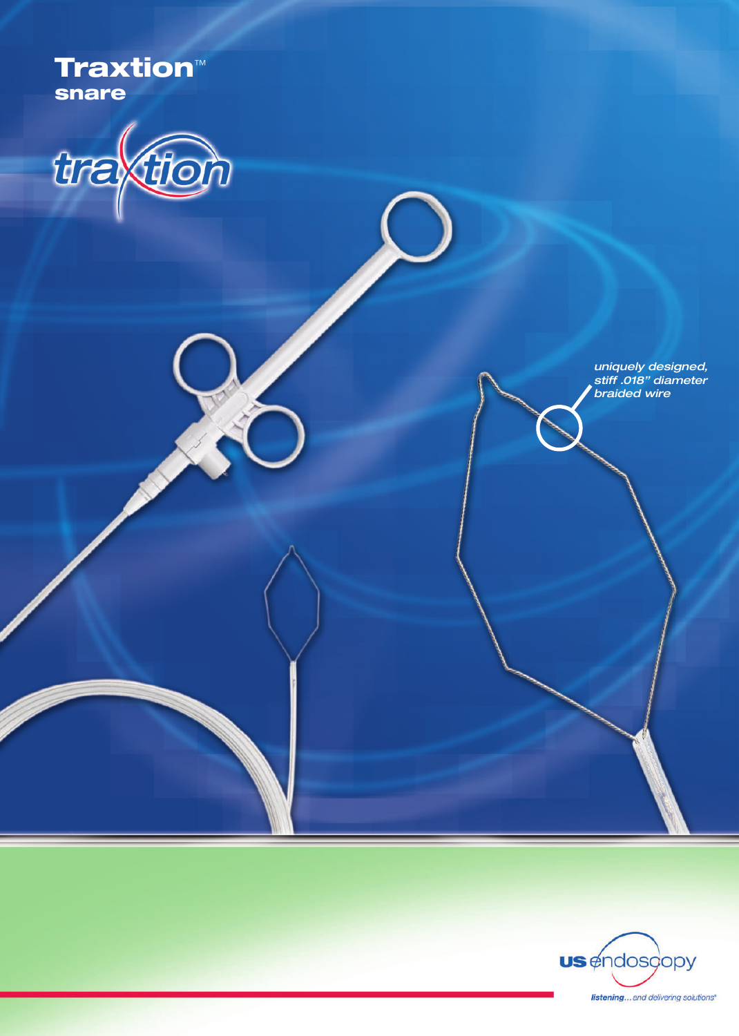# Traxtion™ snare

traxtion

*uniquely designed, stiff .018" diameter braided wire*

us endoscopy

*listening... and delivering solutions®*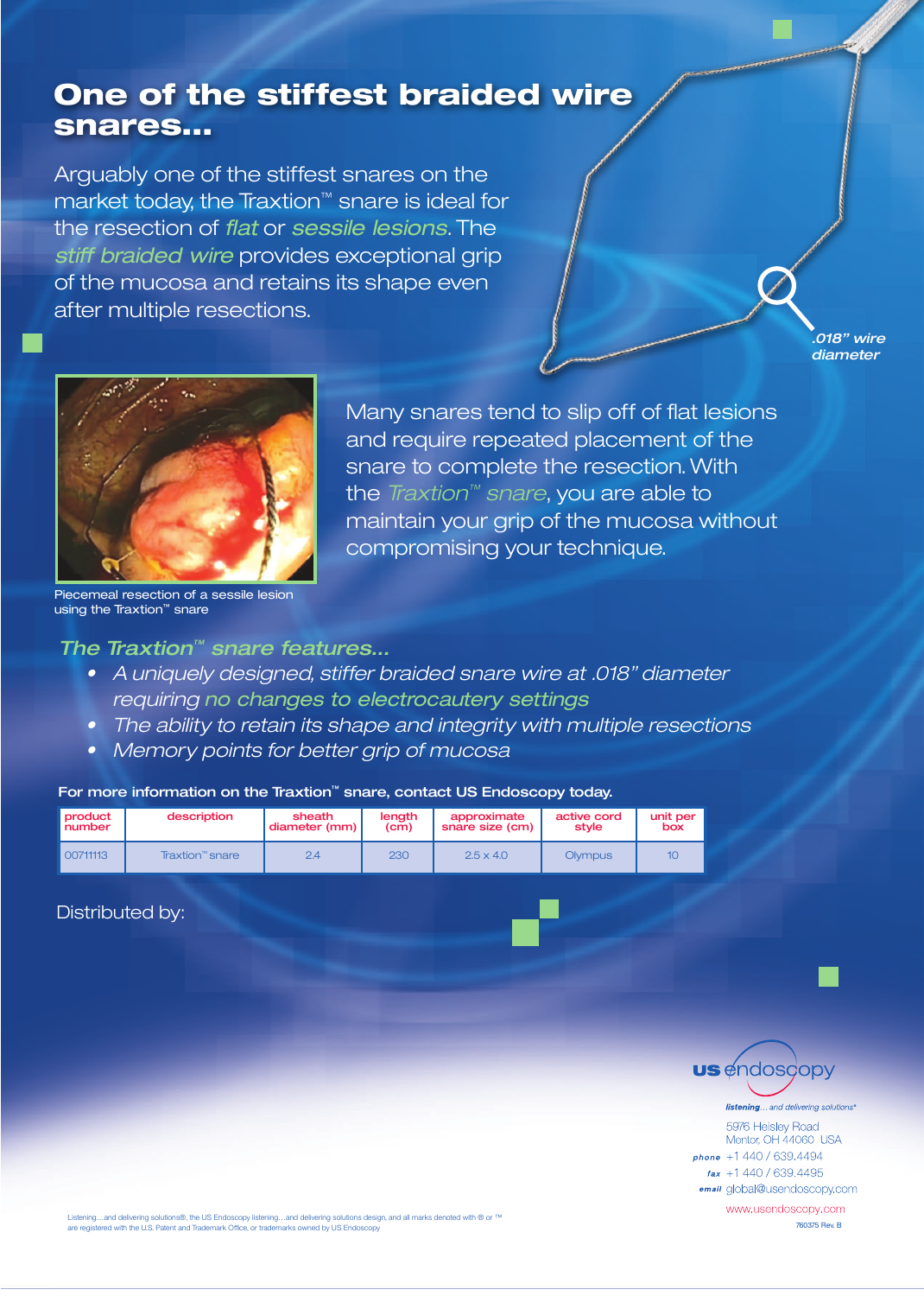# One of the stiffest braided wire snares...

Arguably one of the stiffest snares on the market today, the Traxtion™ snare is ideal for the resection of *flat* or *sessile lesions*. The *stiff braided wire* provides exceptional grip of the mucosa and retains its shape even after multiple resections.

.018" wire diameter

Many snares tend to slip off of flat lesions and require repeated placement of the snare to complete the resection. With the *Traxtion™ snare*, you are able to maintain your grip of the mucosa without compromising your technique.

Piecemeal resection of a sessile lesion using the Traxtion™ snare

## *The Traxtion™ snare features...*

- *A uniquely designed, stiffer braided snare wire at .018" diameter requiring no changes to electrocautery settings*
- *The ability to retain its shape and integrity with multiple resections*
- *Memory points for better grip of mucosa*

**For more information on the Traxtion™ snare, contact US Endoscopy today.**

| product number | description | sheath diameter (mm) | length (cm) | approximate snare size (cm) | active cord style | unit per box |
|---|---|---|---|---|---|---|
| 00711113 | Traxtion™ snare | 2.4 | 230 | 2.5 x 4.0 | Olympus | 10 |

Distributed by:

us endoscopy

*listening... and delivering solutions®*

5976 Heisley Road
Mentor, OH 44060 USA

phone +1 440 / 639.4494
fax +1 440 / 639.4495
email global@usendoscopy.com

www.usendoscopy.com

760375 Rev. B

Listening...and delivering solutions®, the US Endoscopy listening...and delivering solutions design, and all marks denoted with ® or ™ are registered with the U.S. Patent and Trademark Office, or trademarks owned by US Endoscopy